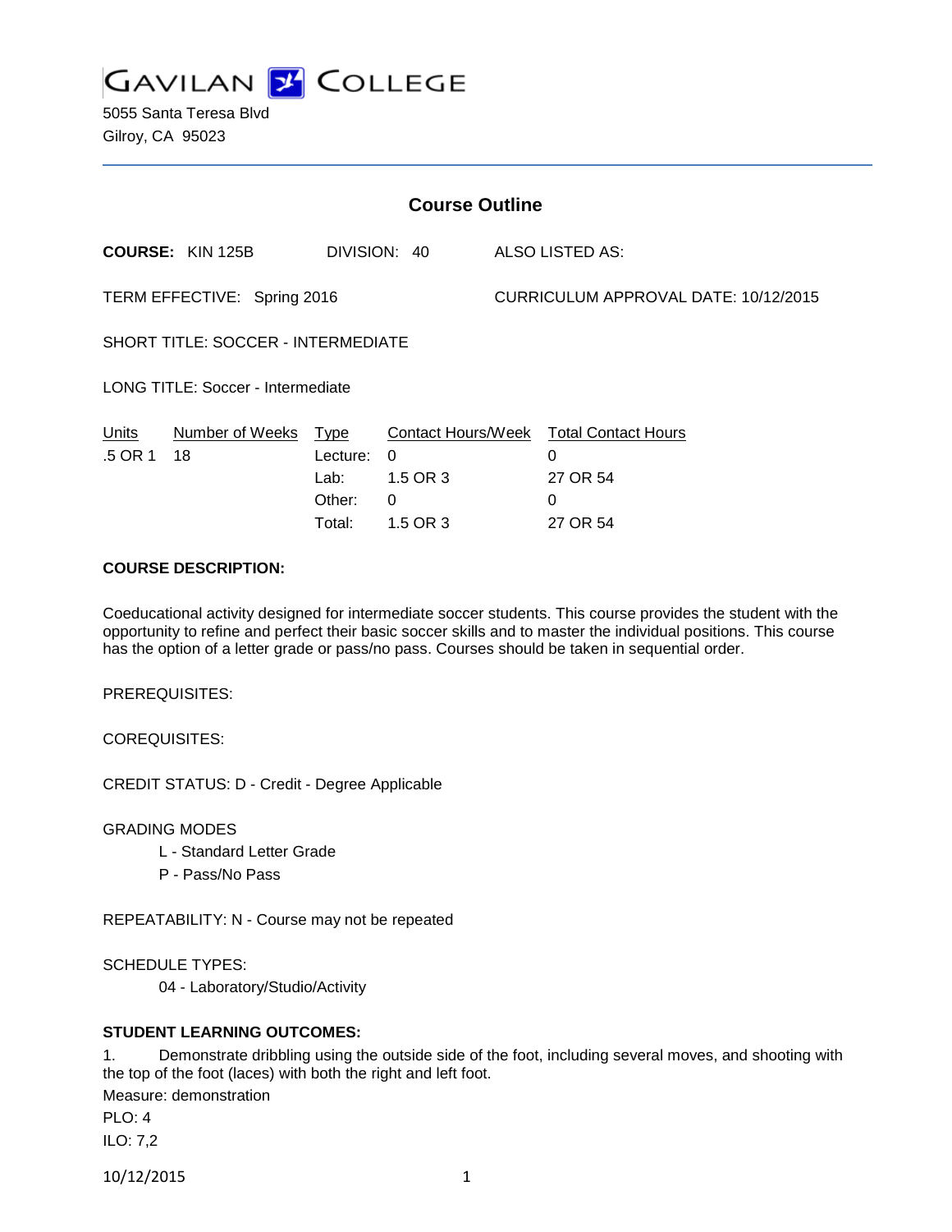# GAVILAN COLLEGE

5055 Santa Teresa Blvd
Gilroy, CA 95023

## Course Outline

**COURSE:** KIN 125B DIVISION: 40 ALSO LISTED AS:

TERM EFFECTIVE: Spring 2016 CURRICULUM APPROVAL DATE: 10/12/2015

SHORT TITLE: SOCCER - INTERMEDIATE

LONG TITLE: Soccer - Intermediate

| Units | Number of Weeks | Type | Contact Hours/Week | Total Contact Hours |
|---|---|---|---|---|
| .5 OR 1 | 18 | Lecture: | 0 | 0 |
| | | Lab: | 1.5 OR 3 | 27 OR 54 |
| | | Other: | 0 | 0 |
| | | Total: | 1.5 OR 3 | 27 OR 54 |

**COURSE DESCRIPTION:**

Coeducational activity designed for intermediate soccer students. This course provides the student with the opportunity to refine and perfect their basic soccer skills and to master the individual positions. This course has the option of a letter grade or pass/no pass. Courses should be taken in sequential order.

PREREQUISITES:

COREQUISITES:

CREDIT STATUS: D - Credit - Degree Applicable

GRADING MODES

L - Standard Letter Grade
P - Pass/No Pass

REPEATABILITY: N - Course may not be repeated

SCHEDULE TYPES:

04 - Laboratory/Studio/Activity

**STUDENT LEARNING OUTCOMES:**

1. Demonstrate dribbling using the outside side of the foot, including several moves, and shooting with the top of the foot (laces) with both the right and left foot.

Measure: demonstration
PLO: 4
ILO: 7,2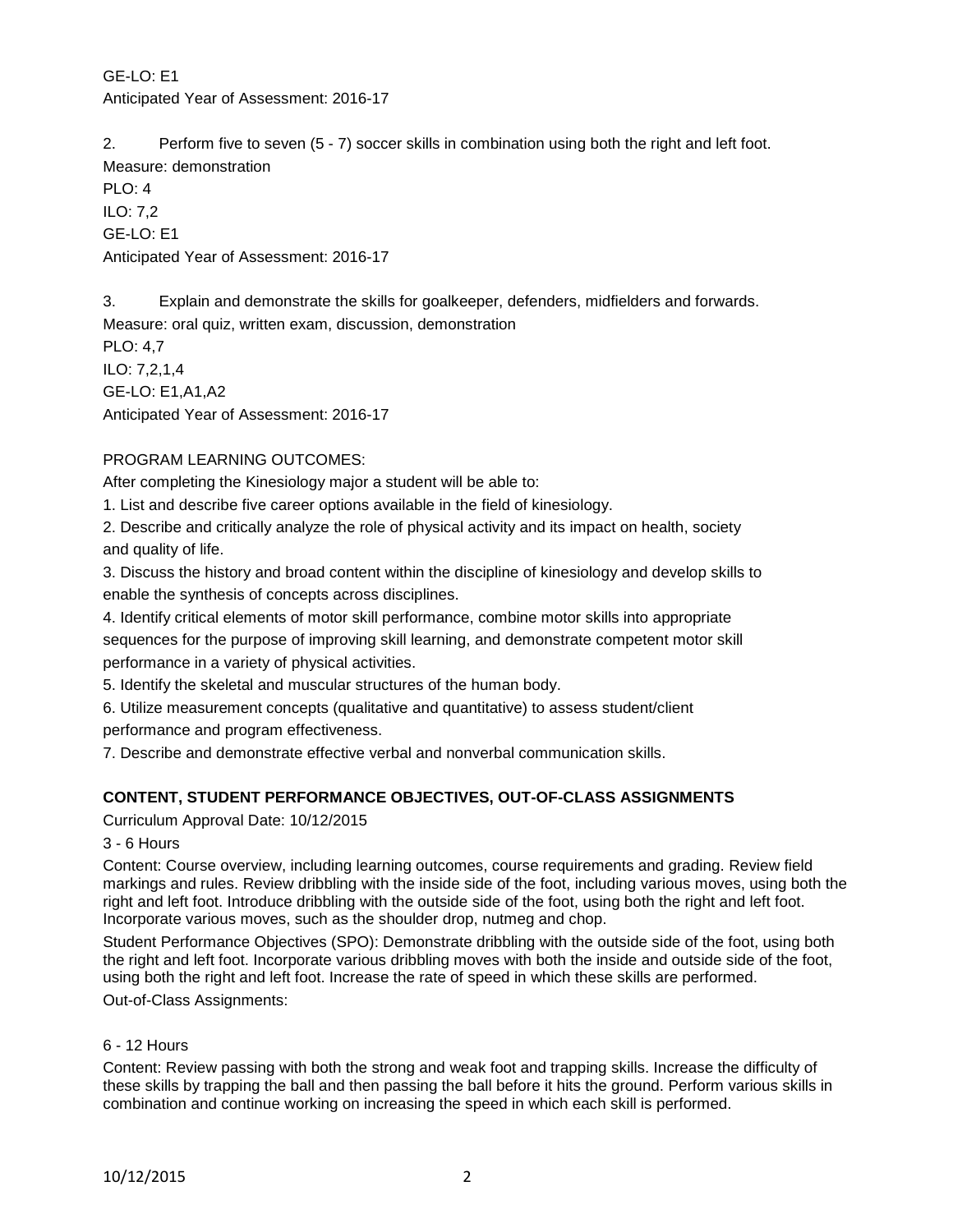GE-LO: E1
Anticipated Year of Assessment: 2016-17

2. Perform five to seven (5 - 7) soccer skills in combination using both the right and left foot.
Measure: demonstration
PLO: 4
ILO: 7,2
GE-LO: E1
Anticipated Year of Assessment: 2016-17

3. Explain and demonstrate the skills for goalkeeper, defenders, midfielders and forwards.
Measure: oral quiz, written exam, discussion, demonstration
PLO: 4,7
ILO: 7,2,1,4
GE-LO: E1,A1,A2
Anticipated Year of Assessment: 2016-17

PROGRAM LEARNING OUTCOMES:
After completing the Kinesiology major a student will be able to:
1. List and describe five career options available in the field of kinesiology.
2. Describe and critically analyze the role of physical activity and its impact on health, society and quality of life.
3. Discuss the history and broad content within the discipline of kinesiology and develop skills to enable the synthesis of concepts across disciplines.
4. Identify critical elements of motor skill performance, combine motor skills into appropriate sequences for the purpose of improving skill learning, and demonstrate competent motor skill performance in a variety of physical activities.
5. Identify the skeletal and muscular structures of the human body.
6. Utilize measurement concepts (qualitative and quantitative) to assess student/client performance and program effectiveness.
7. Describe and demonstrate effective verbal and nonverbal communication skills.

**CONTENT, STUDENT PERFORMANCE OBJECTIVES, OUT-OF-CLASS ASSIGNMENTS**

Curriculum Approval Date: 10/12/2015

3 - 6 Hours

Content: Course overview, including learning outcomes, course requirements and grading. Review field markings and rules. Review dribbling with the inside side of the foot, including various moves, using both the right and left foot. Introduce dribbling with the outside side of the foot, using both the right and left foot. Incorporate various moves, such as the shoulder drop, nutmeg and chop.

Student Performance Objectives (SPO): Demonstrate dribbling with the outside side of the foot, using both the right and left foot. Incorporate various dribbling moves with both the inside and outside side of the foot, using both the right and left foot. Increase the rate of speed in which these skills are performed.

Out-of-Class Assignments:

6 - 12 Hours

Content: Review passing with both the strong and weak foot and trapping skills. Increase the difficulty of these skills by trapping the ball and then passing the ball before it hits the ground. Perform various skills in combination and continue working on increasing the speed in which each skill is performed.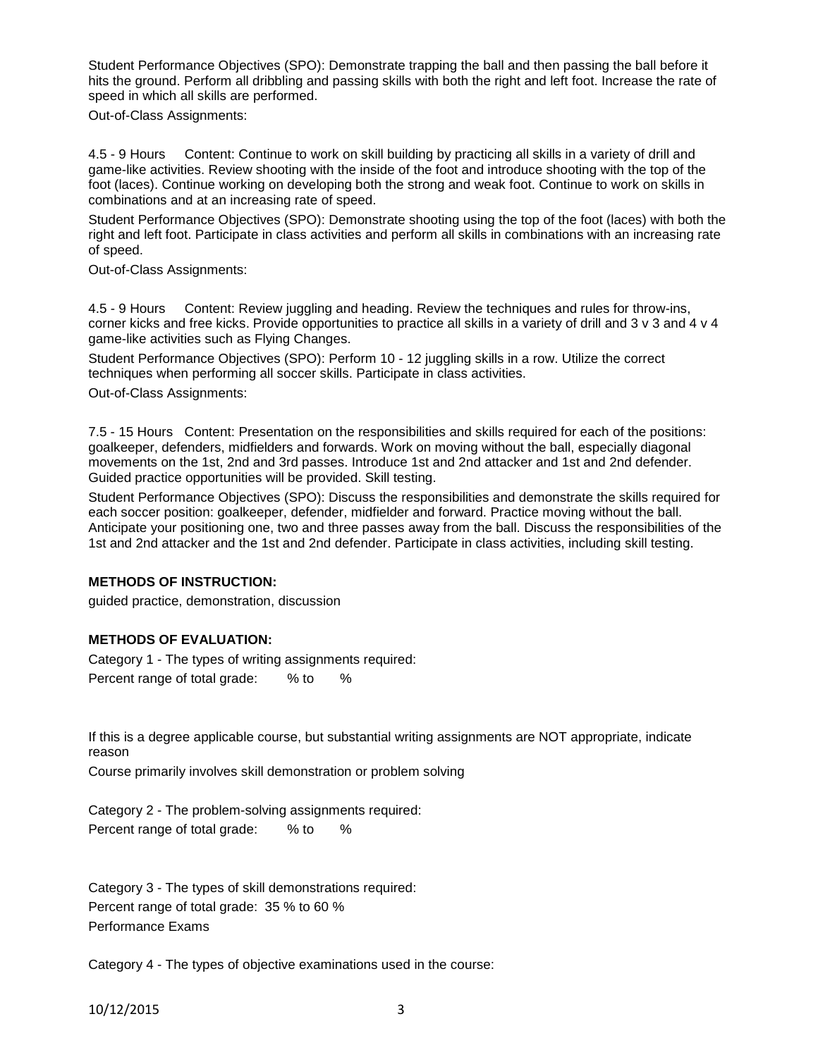Student Performance Objectives (SPO): Demonstrate trapping the ball and then passing the ball before it hits the ground. Perform all dribbling and passing skills with both the right and left foot. Increase the rate of speed in which all skills are performed.

Out-of-Class Assignments:

4.5 - 9 Hours Content: Continue to work on skill building by practicing all skills in a variety of drill and game-like activities. Review shooting with the inside of the foot and introduce shooting with the top of the foot (laces). Continue working on developing both the strong and weak foot. Continue to work on skills in combinations and at an increasing rate of speed.

Student Performance Objectives (SPO): Demonstrate shooting using the top of the foot (laces) with both the right and left foot. Participate in class activities and perform all skills in combinations with an increasing rate of speed.

Out-of-Class Assignments:

4.5 - 9 Hours Content: Review juggling and heading. Review the techniques and rules for throw-ins, corner kicks and free kicks. Provide opportunities to practice all skills in a variety of drill and 3 v 3 and 4 v 4 game-like activities such as Flying Changes.

Student Performance Objectives (SPO): Perform 10 - 12 juggling skills in a row. Utilize the correct techniques when performing all soccer skills. Participate in class activities.

Out-of-Class Assignments:

7.5 - 15 Hours Content: Presentation on the responsibilities and skills required for each of the positions: goalkeeper, defenders, midfielders and forwards. Work on moving without the ball, especially diagonal movements on the 1st, 2nd and 3rd passes. Introduce 1st and 2nd attacker and 1st and 2nd defender. Guided practice opportunities will be provided. Skill testing.

Student Performance Objectives (SPO): Discuss the responsibilities and demonstrate the skills required for each soccer position: goalkeeper, defender, midfielder and forward. Practice moving without the ball. Anticipate your positioning one, two and three passes away from the ball. Discuss the responsibilities of the 1st and 2nd attacker and the 1st and 2nd defender. Participate in class activities, including skill testing.

**METHODS OF INSTRUCTION:**

guided practice, demonstration, discussion

**METHODS OF EVALUATION:**

Category 1 - The types of writing assignments required:
Percent range of total grade: % to %

If this is a degree applicable course, but substantial writing assignments are NOT appropriate, indicate reason

Course primarily involves skill demonstration or problem solving

Category 2 - The problem-solving assignments required:
Percent range of total grade: % to %

Category 3 - The types of skill demonstrations required:
Percent range of total grade: 35 % to 60 %
Performance Exams

Category 4 - The types of objective examinations used in the course: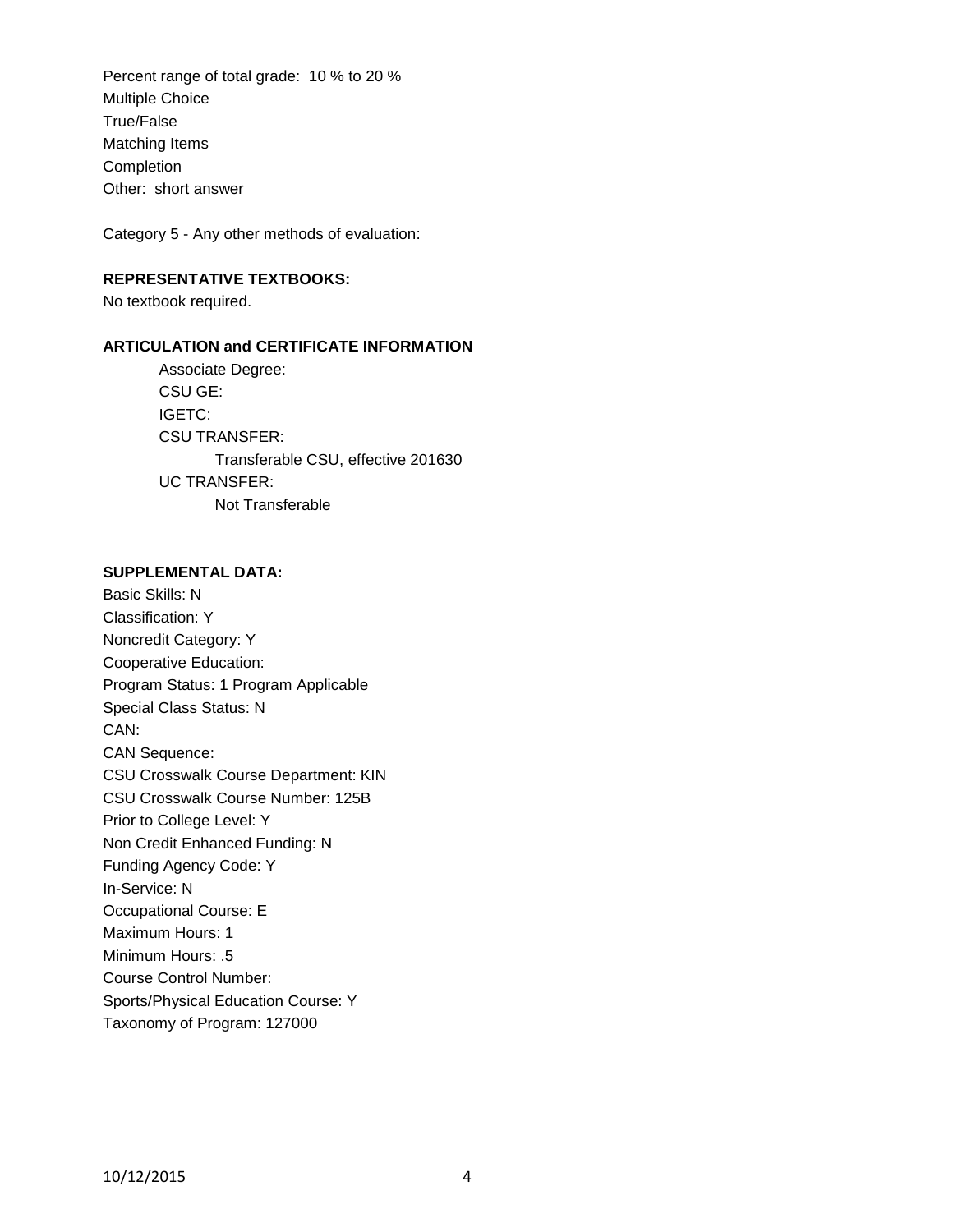Percent range of total grade: 10 % to 20 %
Multiple Choice
True/False
Matching Items
Completion
Other: short answer

Category 5 - Any other methods of evaluation:

**REPRESENTATIVE TEXTBOOKS:**
No textbook required.

**ARTICULATION and CERTIFICATE INFORMATION**

Associate Degree:
CSU GE:
IGETC:
CSU TRANSFER:
Transferable CSU, effective 201630
UC TRANSFER:
Not Transferable

**SUPPLEMENTAL DATA:**
Basic Skills: N
Classification: Y
Noncredit Category: Y
Cooperative Education:
Program Status: 1 Program Applicable
Special Class Status: N
CAN:
CAN Sequence:
CSU Crosswalk Course Department: KIN
CSU Crosswalk Course Number: 125B
Prior to College Level: Y
Non Credit Enhanced Funding: N
Funding Agency Code: Y
In-Service: N
Occupational Course: E
Maximum Hours: 1
Minimum Hours: .5
Course Control Number:
Sports/Physical Education Course: Y
Taxonomy of Program: 127000

10/12/2015